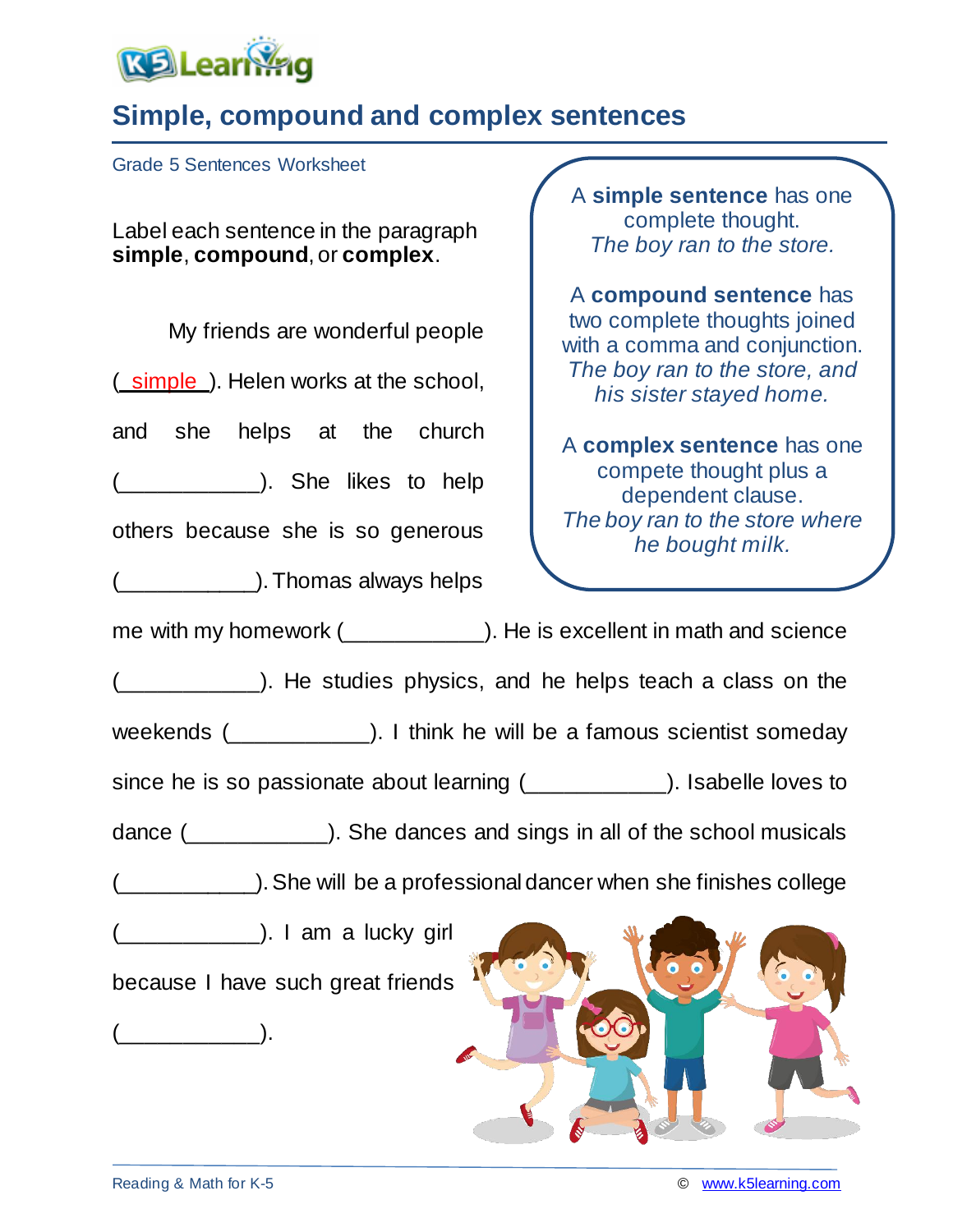# Simple, compound and complex sentences

Grade 5 Sentences Worksheet

Label each sentence in the paragraph **simple**, **compound**, or **complex**.

> A **simple sentence** has one complete thought.
> *The boy ran to the store.*
>
> A **compound sentence** has two complete thoughts joined with a comma and conjunction.
> *The boy ran to the store, and his sister stayed home.*
>
> A **complex sentence** has one compete thought plus a dependent clause.
> *The boy ran to the store where he bought milk.*

My friends are wonderful people (_simple_). Helen works at the school, and she helps at the church (___________). She likes to help others because she is so generous (___________). Thomas always helps me with my homework (___________). He is excellent in math and science (___________). He studies physics, and he helps teach a class on the weekends (___________). I think he will be a famous scientist someday since he is so passionate about learning (___________). Isabelle loves to dance (___________). She dances and sings in all of the school musicals (___________). She will be a professional dancer when she finishes college (___________). I am a lucky girl because I have such great friends (___________).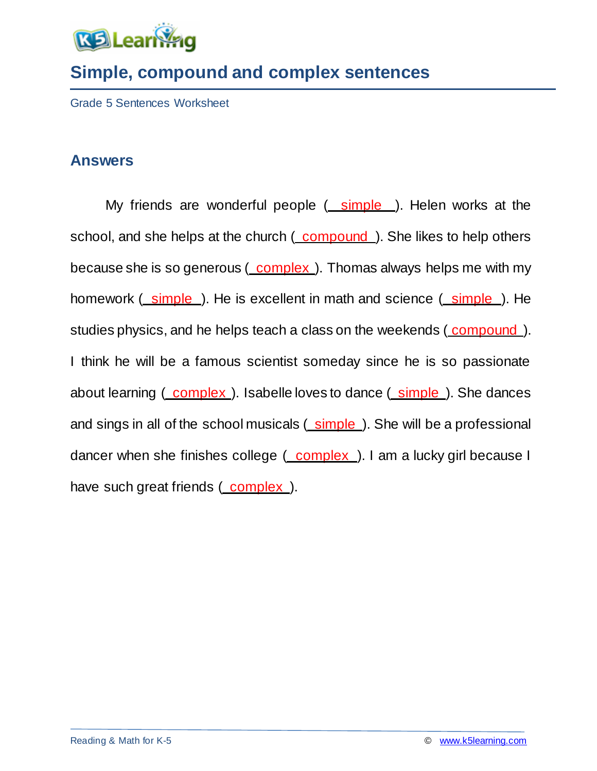# Simple, compound and complex sentences

Grade 5 Sentences Worksheet

## Answers

My friends are wonderful people (__simple__). Helen works at the school, and she helps at the church (__compound__). She likes to help others because she is so generous (__complex__). Thomas always helps me with my homework (__simple__). He is excellent in math and science (__simple__). He studies physics, and he helps teach a class on the weekends (__compound__). I think he will be a famous scientist someday since he is so passionate about learning (__complex__). Isabelle loves to dance (__simple__). She dances and sings in all of the school musicals (__simple__). She will be a professional dancer when she finishes college (__complex__). I am a lucky girl because I have such great friends (__complex__).